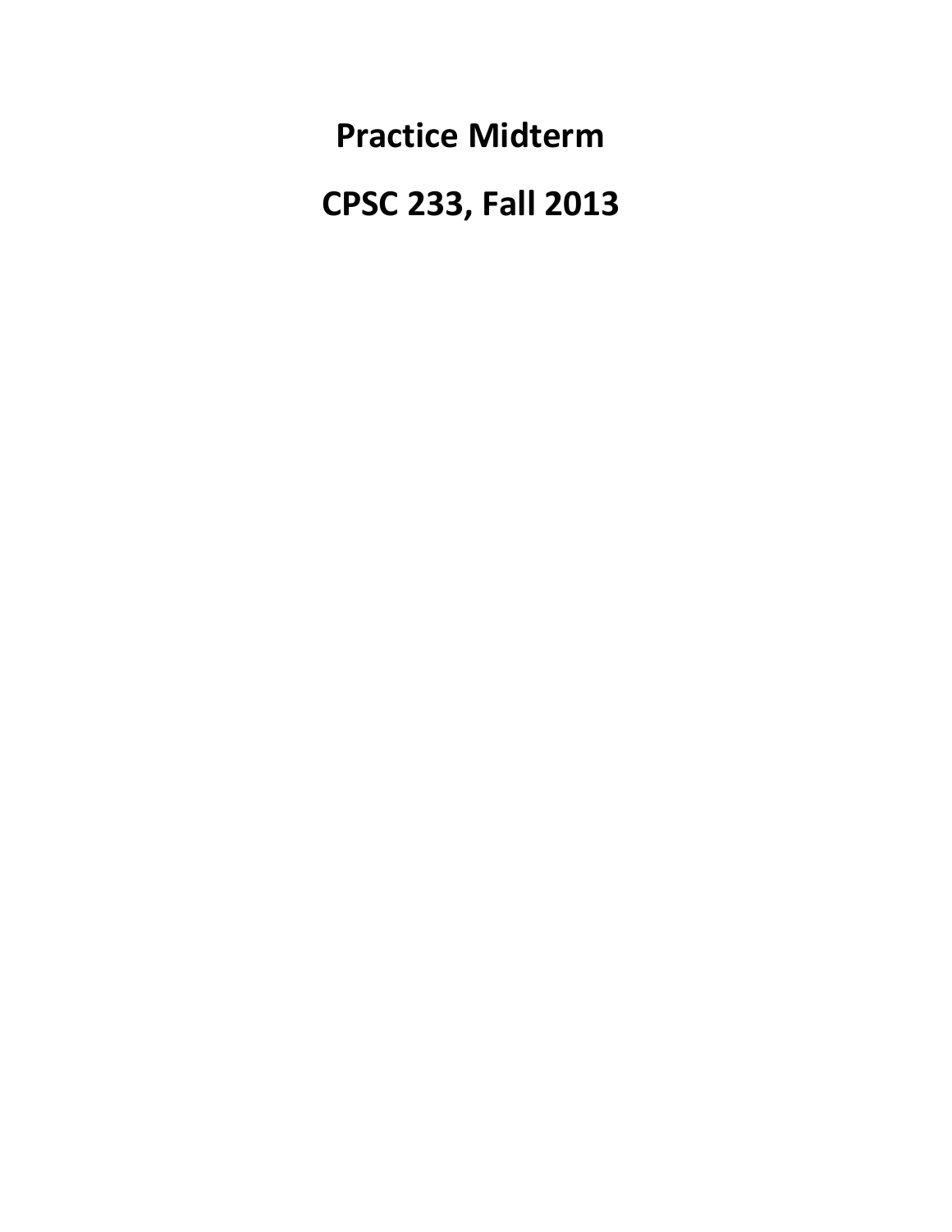# Practice Midterm

# CPSC 233, Fall 2013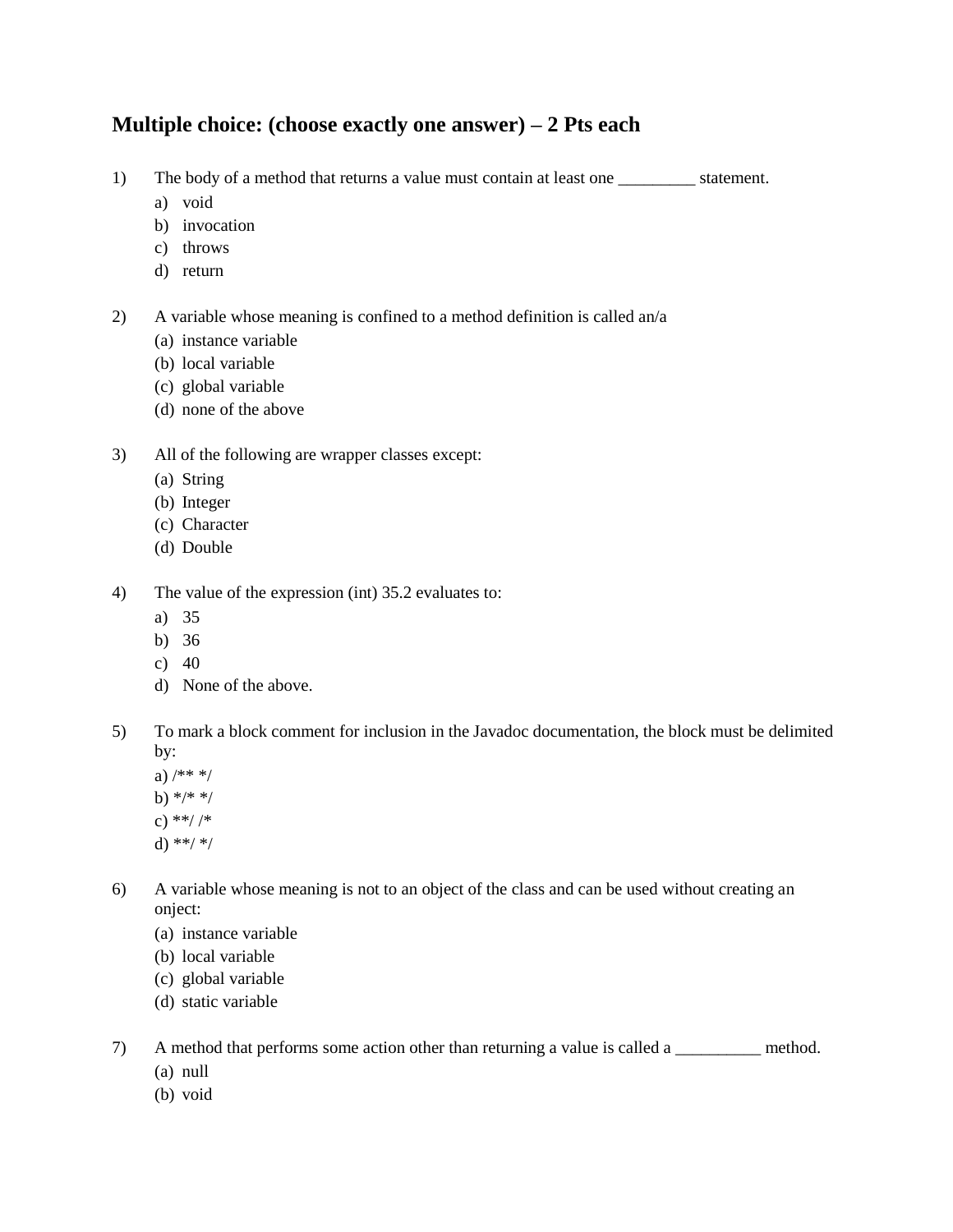## Multiple choice: (choose exactly one answer) – 2 Pts each

1) The body of a method that returns a value must contain at least one _________ statement.
   a) void
   b) invocation
   c) throws
   d) return

2) A variable whose meaning is confined to a method definition is called an/a
   (a) instance variable
   (b) local variable
   (c) global variable
   (d) none of the above

3) All of the following are wrapper classes except:
   (a) String
   (b) Integer
   (c) Character
   (d) Double

4) The value of the expression (int) 35.2 evaluates to:
   a) 35
   b) 36
   c) 40
   d) None of the above.

5) To mark a block comment for inclusion in the Javadoc documentation, the block must be delimited by:
   a) /** */
   b) */* */
   c) **/ /*
   d) **/ */

6) A variable whose meaning is not to an object of the class and can be used without creating an onject:
   (a) instance variable
   (b) local variable
   (c) global variable
   (d) static variable

7) A method that performs some action other than returning a value is called a __________ method.
   (a) null
   (b) void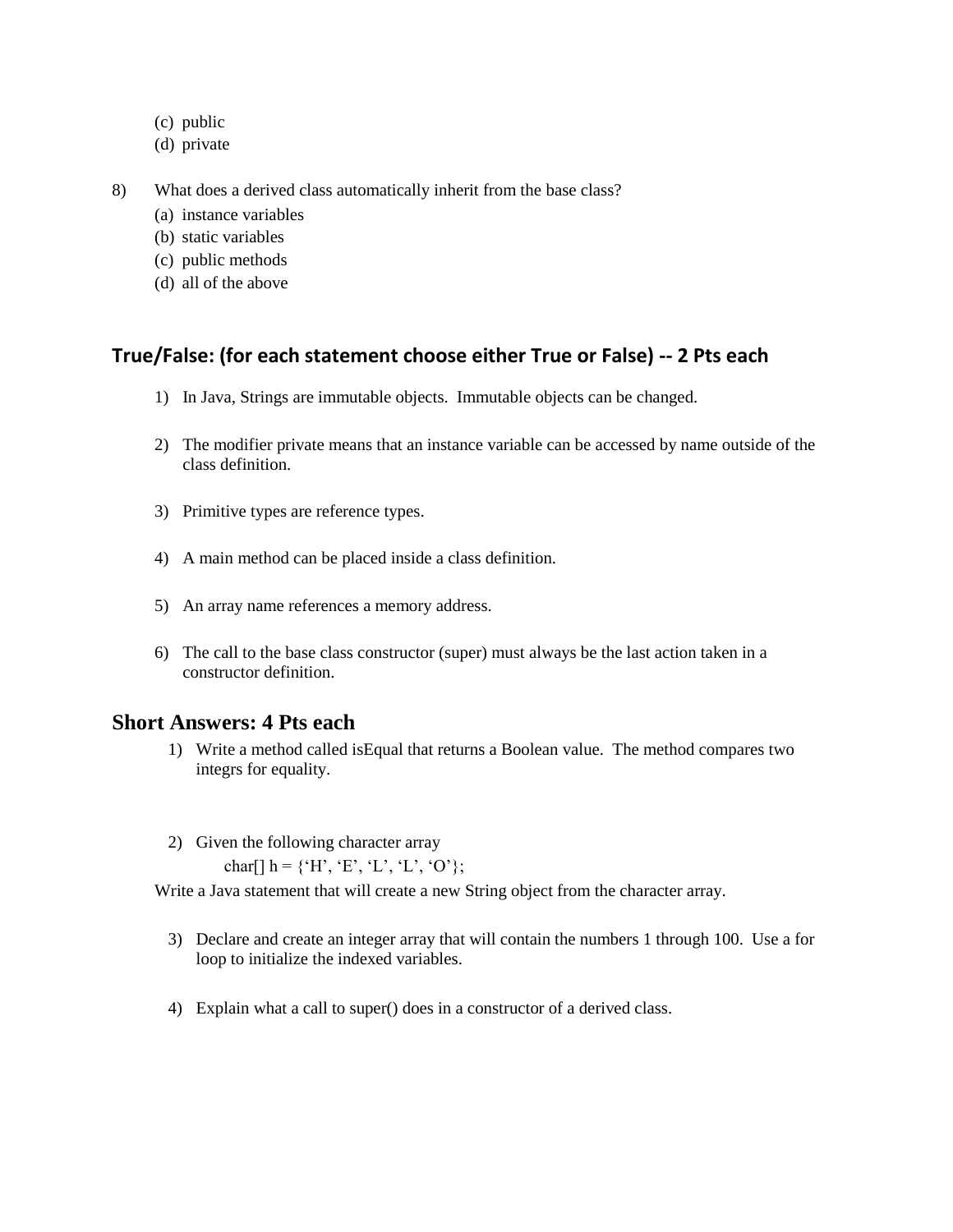(c) public
(d) private

8) What does a derived class automatically inherit from the base class?
   (a) instance variables
   (b) static variables
   (c) public methods
   (d) all of the above

## True/False: (for each statement choose either True or False) -- 2 Pts each

1) In Java, Strings are immutable objects. Immutable objects can be changed.

2) The modifier private means that an instance variable can be accessed by name outside of the class definition.

3) Primitive types are reference types.

4) A main method can be placed inside a class definition.

5) An array name references a memory address.

6) The call to the base class constructor (super) must always be the last action taken in a constructor definition.

## Short Answers: 4 Pts each

1) Write a method called isEqual that returns a Boolean value. The method compares two integrs for equality.

2) Given the following character array

   char[] h = {'H', 'E', 'L', 'L', 'O'};

Write a Java statement that will create a new String object from the character array.

3) Declare and create an integer array that will contain the numbers 1 through 100. Use a for loop to initialize the indexed variables.

4) Explain what a call to super() does in a constructor of a derived class.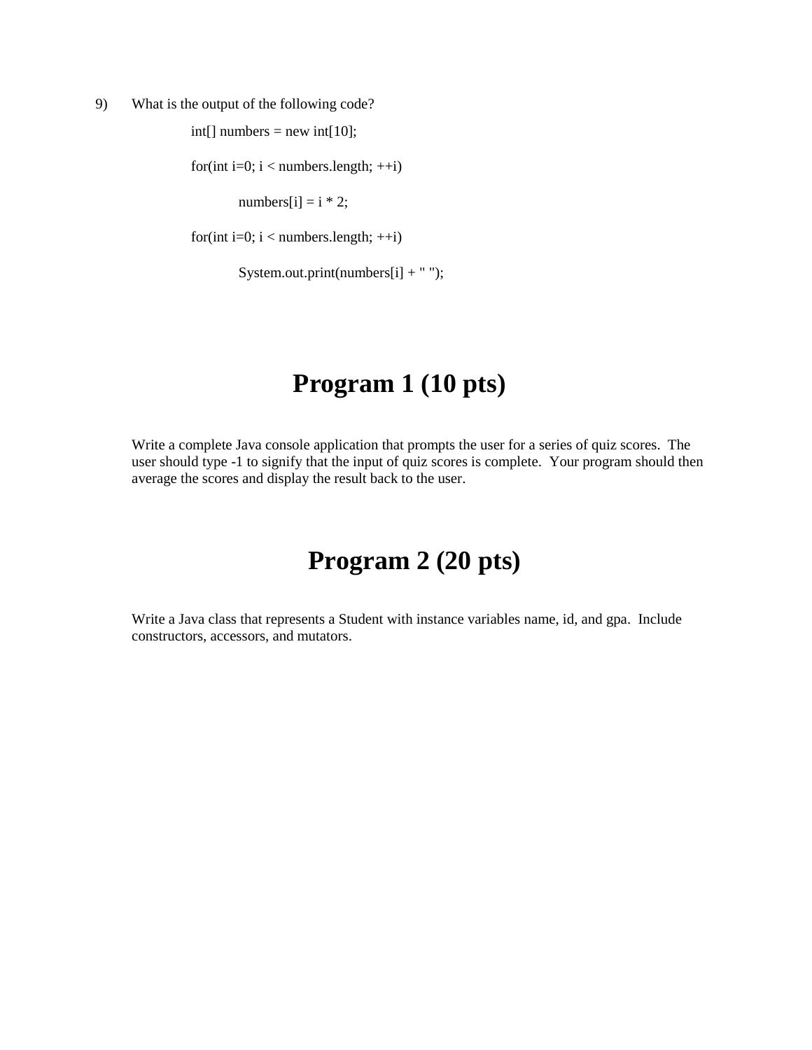9) What is the output of the following code?

```
int[] numbers = new int[10];

for(int i=0; i < numbers.length; ++i)

    numbers[i] = i * 2;

for(int i=0; i < numbers.length; ++i)

    System.out.print(numbers[i] + " ");
```

# Program 1 (10 pts)

Write a complete Java console application that prompts the user for a series of quiz scores. The user should type -1 to signify that the input of quiz scores is complete. Your program should then average the scores and display the result back to the user.

# Program 2 (20 pts)

Write a Java class that represents a Student with instance variables name, id, and gpa. Include constructors, accessors, and mutators.